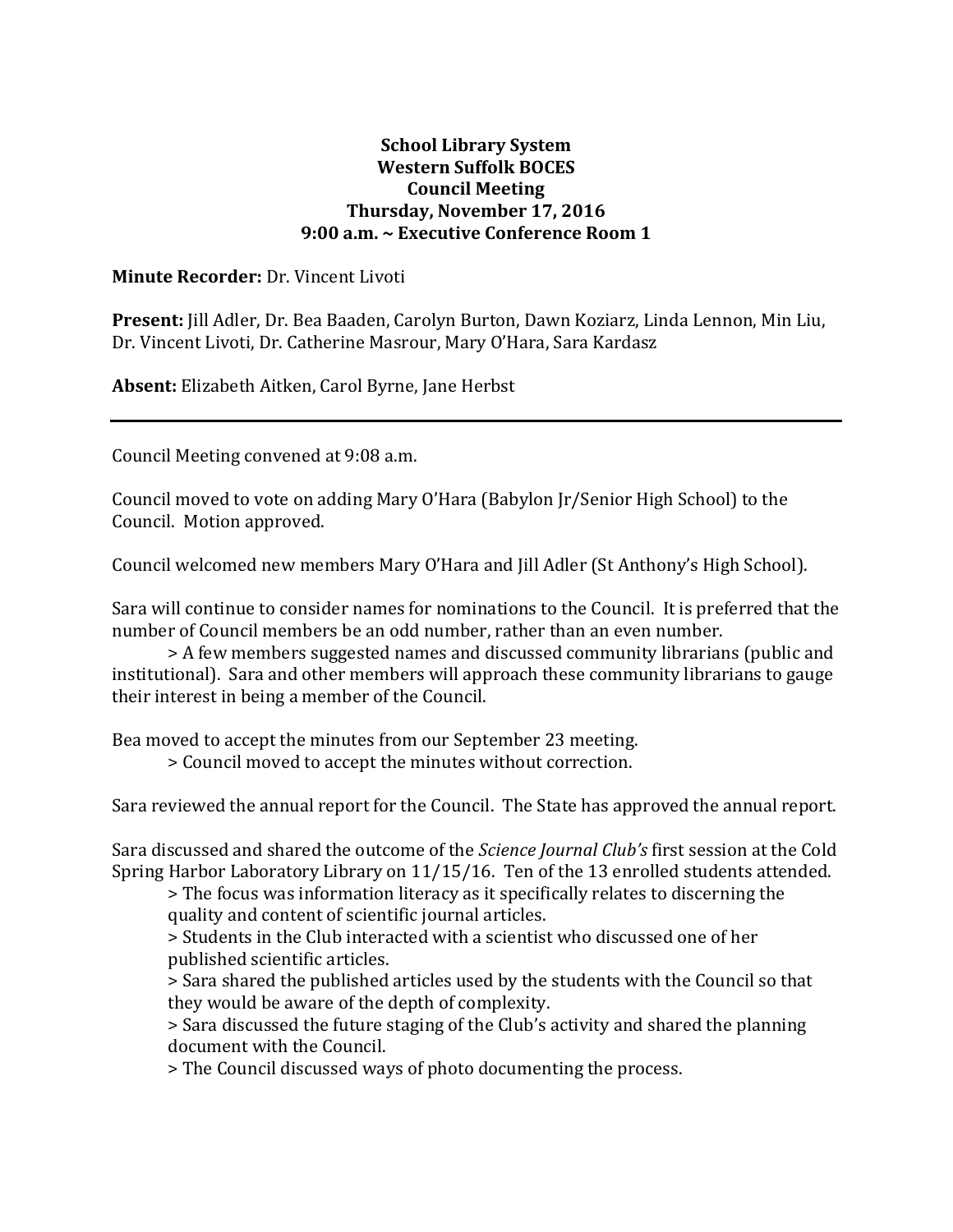**School Library System**
**Western Suffolk BOCES**
**Council Meeting**
**Thursday, November 17, 2016**
**9:00 a.m. ~ Executive Conference Room 1**

**Minute Recorder:** Dr. Vincent Livoti

**Present:** Jill Adler, Dr. Bea Baaden, Carolyn Burton, Dawn Koziarz, Linda Lennon, Min Liu, Dr. Vincent Livoti, Dr. Catherine Masrour, Mary O'Hara, Sara Kardasz

**Absent:** Elizabeth Aitken, Carol Byrne, Jane Herbst

---

Council Meeting convened at 9:08 a.m.

Council moved to vote on adding Mary O'Hara (Babylon Jr/Senior High School) to the Council. Motion approved.

Council welcomed new members Mary O'Hara and Jill Adler (St Anthony's High School).

Sara will continue to consider names for nominations to the Council. It is preferred that the number of Council members be an odd number, rather than an even number.

> A few members suggested names and discussed community librarians (public and institutional). Sara and other members will approach these community librarians to gauge their interest in being a member of the Council.

Bea moved to accept the minutes from our September 23 meeting.

> Council moved to accept the minutes without correction.

Sara reviewed the annual report for the Council. The State has approved the annual report.

Sara discussed and shared the outcome of the *Science Journal Club's* first session at the Cold Spring Harbor Laboratory Library on 11/15/16. Ten of the 13 enrolled students attended.

> The focus was information literacy as it specifically relates to discerning the quality and content of scientific journal articles.
> Students in the Club interacted with a scientist who discussed one of her published scientific articles.
> Sara shared the published articles used by the students with the Council so that they would be aware of the depth of complexity.
> Sara discussed the future staging of the Club's activity and shared the planning document with the Council.
> The Council discussed ways of photo documenting the process.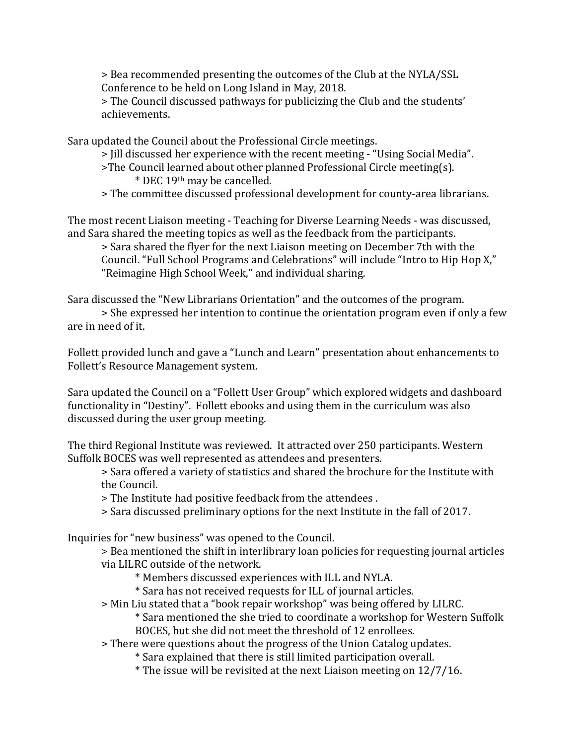> Bea recommended presenting the outcomes of the Club at the NYLA/SSL Conference to be held on Long Island in May, 2018.
> The Council discussed pathways for publicizing the Club and the students' achievements.

Sara updated the Council about the Professional Circle meetings.
> Jill discussed her experience with the recent meeting - "Using Social Media".
>The Council learned about other planned Professional Circle meeting(s).
  * DEC 19th may be cancelled.
> The committee discussed professional development for county-area librarians.

The most recent Liaison meeting - Teaching for Diverse Learning Needs - was discussed, and Sara shared the meeting topics as well as the feedback from the participants.
> Sara shared the flyer for the next Liaison meeting on December 7th with the Council. "Full School Programs and Celebrations" will include "Intro to Hip Hop X," "Reimagine High School Week," and individual sharing.

Sara discussed the "New Librarians Orientation" and the outcomes of the program.
> She expressed her intention to continue the orientation program even if only a few are in need of it.

Follett provided lunch and gave a "Lunch and Learn" presentation about enhancements to Follett's Resource Management system.

Sara updated the Council on a "Follett User Group" which explored widgets and dashboard functionality in "Destiny". Follett ebooks and using them in the curriculum was also discussed during the user group meeting.

The third Regional Institute was reviewed. It attracted over 250 participants. Western Suffolk BOCES was well represented as attendees and presenters.
> Sara offered a variety of statistics and shared the brochure for the Institute with the Council.
> The Institute had positive feedback from the attendees .
> Sara discussed preliminary options for the next Institute in the fall of 2017.

Inquiries for "new business" was opened to the Council.
> Bea mentioned the shift in interlibrary loan policies for requesting journal articles via LILRC outside of the network.
  * Members discussed experiences with ILL and NYLA.
  * Sara has not received requests for ILL of journal articles.
> Min Liu stated that a "book repair workshop" was being offered by LILRC.
  * Sara mentioned the she tried to coordinate a workshop for Western Suffolk BOCES, but she did not meet the threshold of 12 enrollees.
> There were questions about the progress of the Union Catalog updates.
  * Sara explained that there is still limited participation overall.
  * The issue will be revisited at the next Liaison meeting on 12/7/16.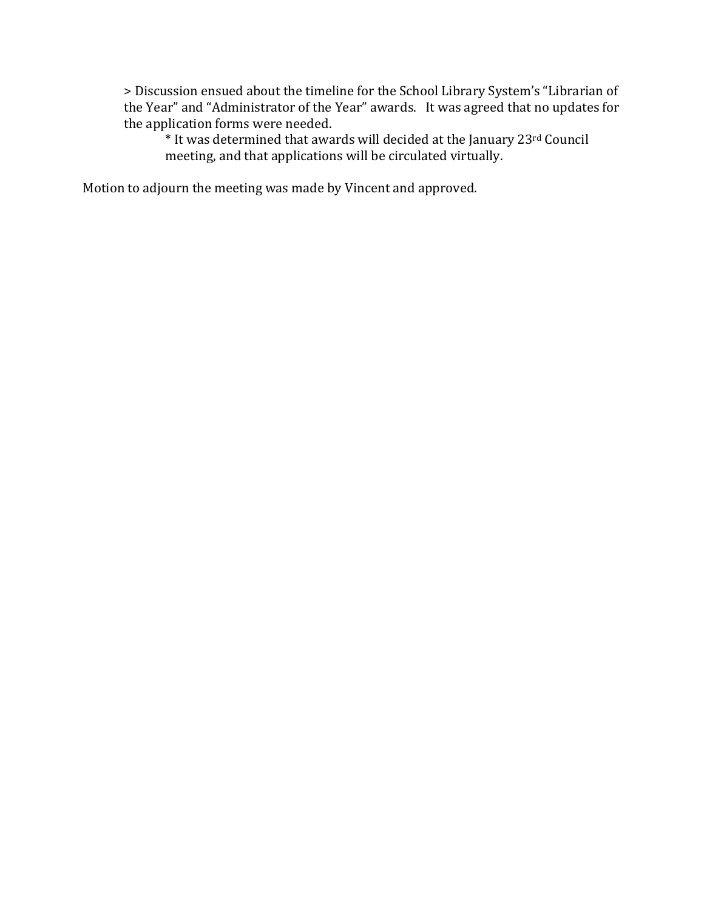> Discussion ensued about the timeline for the School Library System's "Librarian of the Year" and "Administrator of the Year" awards. It was agreed that no updates for the application forms were needed.

* It was determined that awards will decided at the January 23rd Council meeting, and that applications will be circulated virtually.

Motion to adjourn the meeting was made by Vincent and approved.